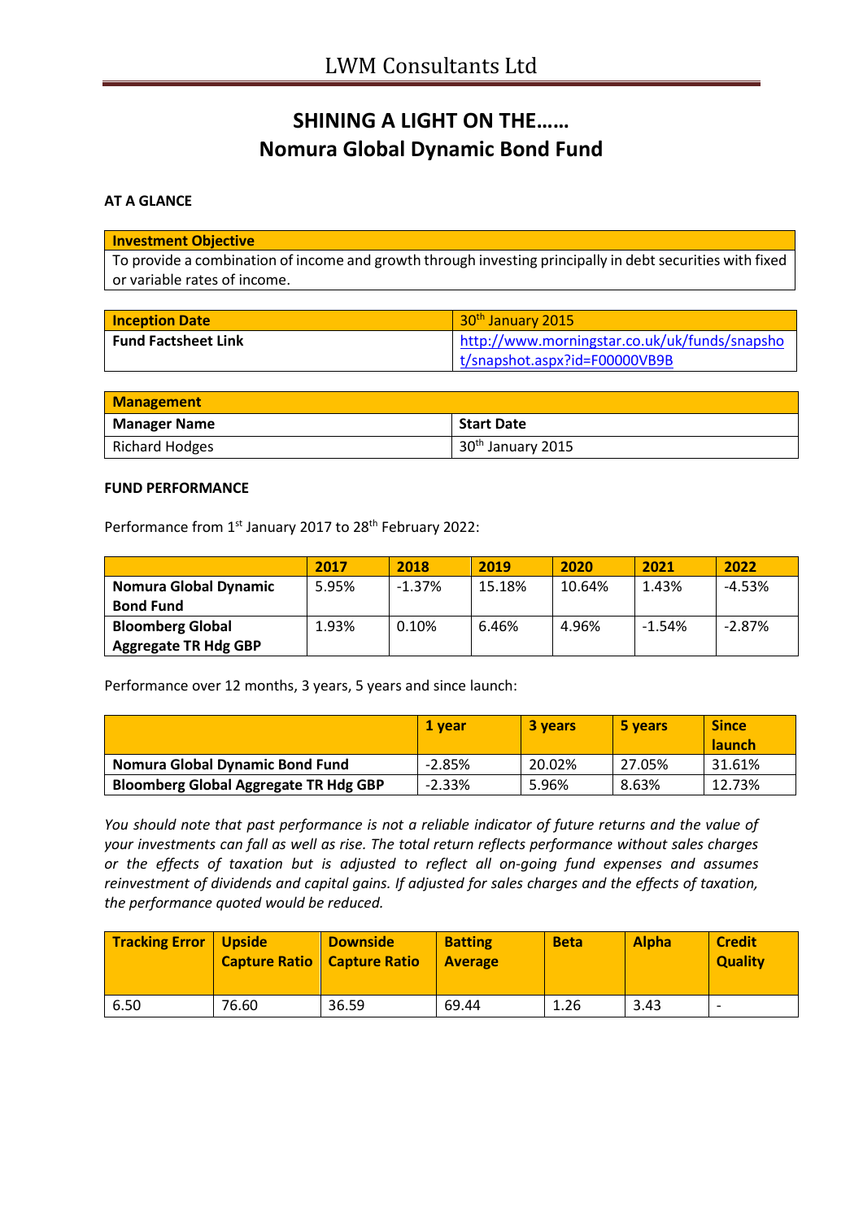# SHINING A LIGHT ON THE……
# Nomura Global Dynamic Bond Fund

**AT A GLANCE**

| Investment Objective |
|---|
| To provide a combination of income and growth through investing principally in debt securities with fixed or variable rates of income. |

| Inception Date | 30th January 2015 |
|---|---|
| **Fund Factsheet Link** | http://www.morningstar.co.uk/uk/funds/snapshot/snapshot.aspx?id=F00000VB9B |

| Management | |
|---|---|
| **Manager Name** | **Start Date** |
| Richard Hodges | 30th January 2015 |

**FUND PERFORMANCE**

Performance from 1st January 2017 to 28th February 2022:

| | 2017 | 2018 | 2019 | 2020 | 2021 | 2022 |
|---|---|---|---|---|---|---|
| **Nomura Global Dynamic Bond Fund** | 5.95% | -1.37% | 15.18% | 10.64% | 1.43% | -4.53% |
| **Bloomberg Global Aggregate TR Hdg GBP** | 1.93% | 0.10% | 6.46% | 4.96% | -1.54% | -2.87% |

Performance over 12 months, 3 years, 5 years and since launch:

| | 1 year | 3 years | 5 years | Since launch |
|---|---|---|---|---|
| **Nomura Global Dynamic Bond Fund** | -2.85% | 20.02% | 27.05% | 31.61% |
| **Bloomberg Global Aggregate TR Hdg GBP** | -2.33% | 5.96% | 8.63% | 12.73% |

*You should note that past performance is not a reliable indicator of future returns and the value of your investments can fall as well as rise. The total return reflects performance without sales charges or the effects of taxation but is adjusted to reflect all on-going fund expenses and assumes reinvestment of dividends and capital gains. If adjusted for sales charges and the effects of taxation, the performance quoted would be reduced.*

| Tracking Error | Upside Capture Ratio | Downside Capture Ratio | Batting Average | Beta | Alpha | Credit Quality |
|---|---|---|---|---|---|---|
| 6.50 | 76.60 | 36.59 | 69.44 | 1.26 | 3.43 | - |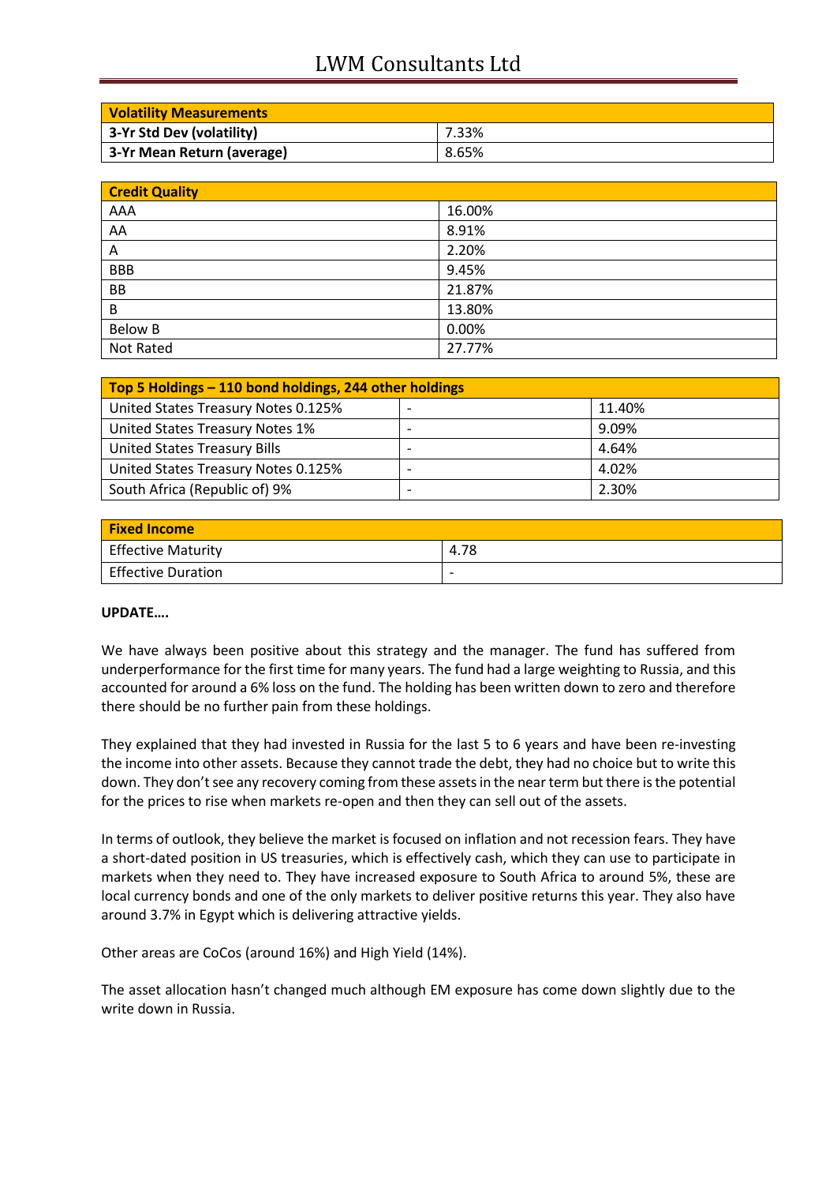| Volatility Measurements | |
|---|---|
| 3-Yr Std Dev (volatility) | 7.33% |
| 3-Yr Mean Return (average) | 8.65% |

| Credit Quality | |
|---|---|
| AAA | 16.00% |
| AA | 8.91% |
| A | 2.20% |
| BBB | 9.45% |
| BB | 21.87% |
| B | 13.80% |
| Below B | 0.00% |
| Not Rated | 27.77% |

| Top 5 Holdings – 110 bond holdings, 244 other holdings | | |
|---|---|---|
| United States Treasury Notes 0.125% | - | 11.40% |
| United States Treasury Notes 1% | - | 9.09% |
| United States Treasury Bills | - | 4.64% |
| United States Treasury Notes 0.125% | - | 4.02% |
| South Africa (Republic of) 9% | - | 2.30% |

| Fixed Income | |
|---|---|
| Effective Maturity | 4.78 |
| Effective Duration | - |

**UPDATE….**

We have always been positive about this strategy and the manager. The fund has suffered from underperformance for the first time for many years. The fund had a large weighting to Russia, and this accounted for around a 6% loss on the fund. The holding has been written down to zero and therefore there should be no further pain from these holdings.

They explained that they had invested in Russia for the last 5 to 6 years and have been re-investing the income into other assets. Because they cannot trade the debt, they had no choice but to write this down. They don't see any recovery coming from these assets in the near term but there is the potential for the prices to rise when markets re-open and then they can sell out of the assets.

In terms of outlook, they believe the market is focused on inflation and not recession fears. They have a short-dated position in US treasuries, which is effectively cash, which they can use to participate in markets when they need to. They have increased exposure to South Africa to around 5%, these are local currency bonds and one of the only markets to deliver positive returns this year. They also have around 3.7% in Egypt which is delivering attractive yields.

Other areas are CoCos (around 16%) and High Yield (14%).

The asset allocation hasn't changed much although EM exposure has come down slightly due to the write down in Russia.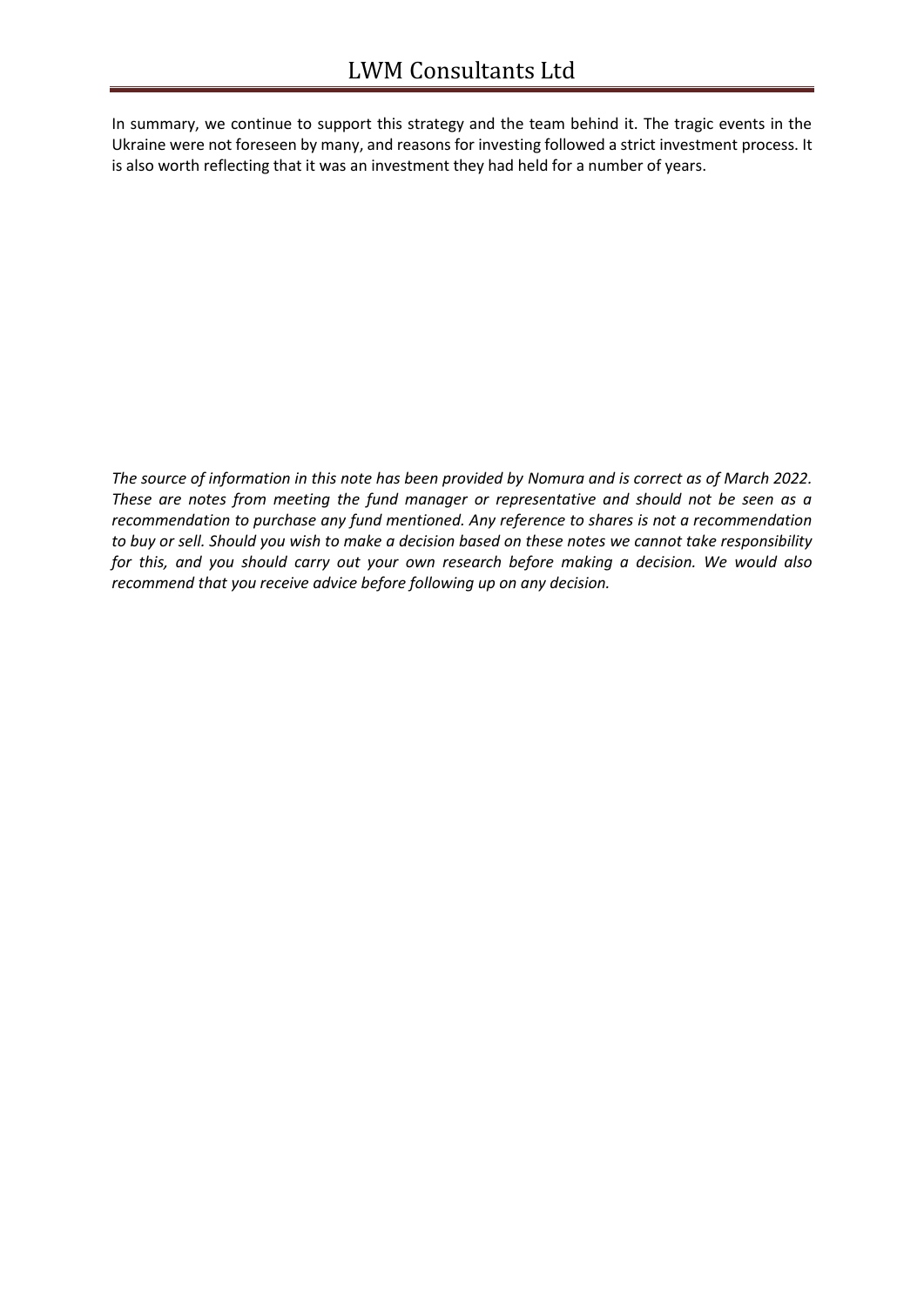In summary, we continue to support this strategy and the team behind it. The tragic events in the Ukraine were not foreseen by many, and reasons for investing followed a strict investment process. It is also worth reflecting that it was an investment they had held for a number of years.

*The source of information in this note has been provided by Nomura and is correct as of March 2022. These are notes from meeting the fund manager or representative and should not be seen as a recommendation to purchase any fund mentioned. Any reference to shares is not a recommendation to buy or sell. Should you wish to make a decision based on these notes we cannot take responsibility for this, and you should carry out your own research before making a decision. We would also recommend that you receive advice before following up on any decision.*